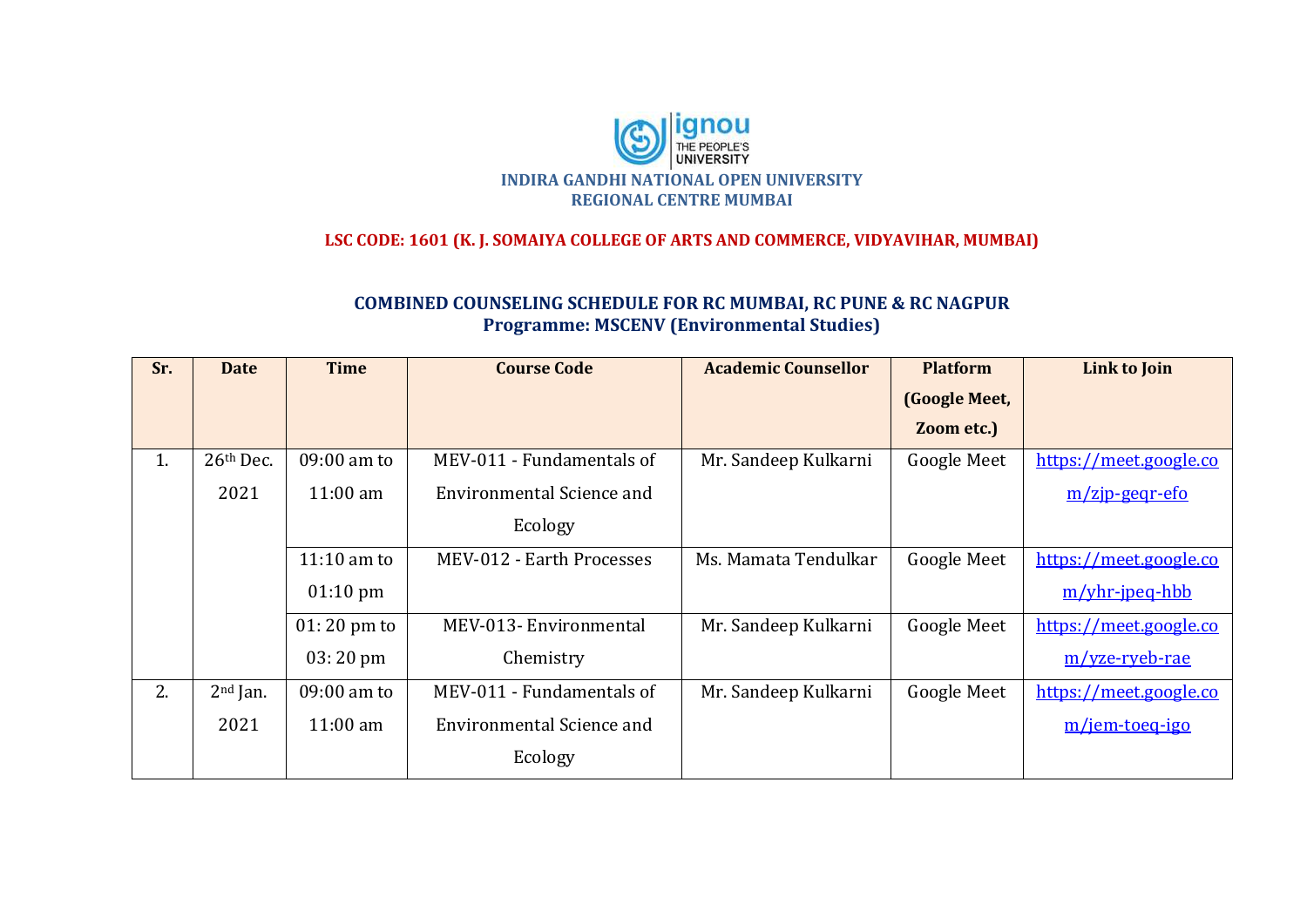**INDIRA GANDHI NATIONAL OPEN UNIVERSITY**
**REGIONAL CENTRE MUMBAI**

**LSC CODE: 1601 (K. J. SOMAIYA COLLEGE OF ARTS AND COMMERCE, VIDYAVIHAR, MUMBAI)**

**COMBINED COUNSELING SCHEDULE FOR RC MUMBAI, RC PUNE & RC NAGPUR**
**Programme: MSCENV (Environmental Studies)**

| Sr. | Date | Time | Course Code | Academic Counsellor | Platform (Google Meet, Zoom etc.) | Link to Join |
|---|---|---|---|---|---|---|
| 1. | 26th Dec. 2021 | 09:00 am to 11:00 am | MEV-011 - Fundamentals of Environmental Science and Ecology | Mr. Sandeep Kulkarni | Google Meet | https://meet.google.com/zjp-geqr-efo |
| | | 11:10 am to 01:10 pm | MEV-012 - Earth Processes | Ms. Mamata Tendulkar | Google Meet | https://meet.google.com/yhr-jpeq-hbb |
| | | 01: 20 pm to 03: 20 pm | MEV-013- Environmental Chemistry | Mr. Sandeep Kulkarni | Google Meet | https://meet.google.com/yze-ryeb-rae |
| 2. | 2nd Jan. 2021 | 09:00 am to 11:00 am | MEV-011 - Fundamentals of Environmental Science and Ecology | Mr. Sandeep Kulkarni | Google Meet | https://meet.google.com/jem-toeq-igo |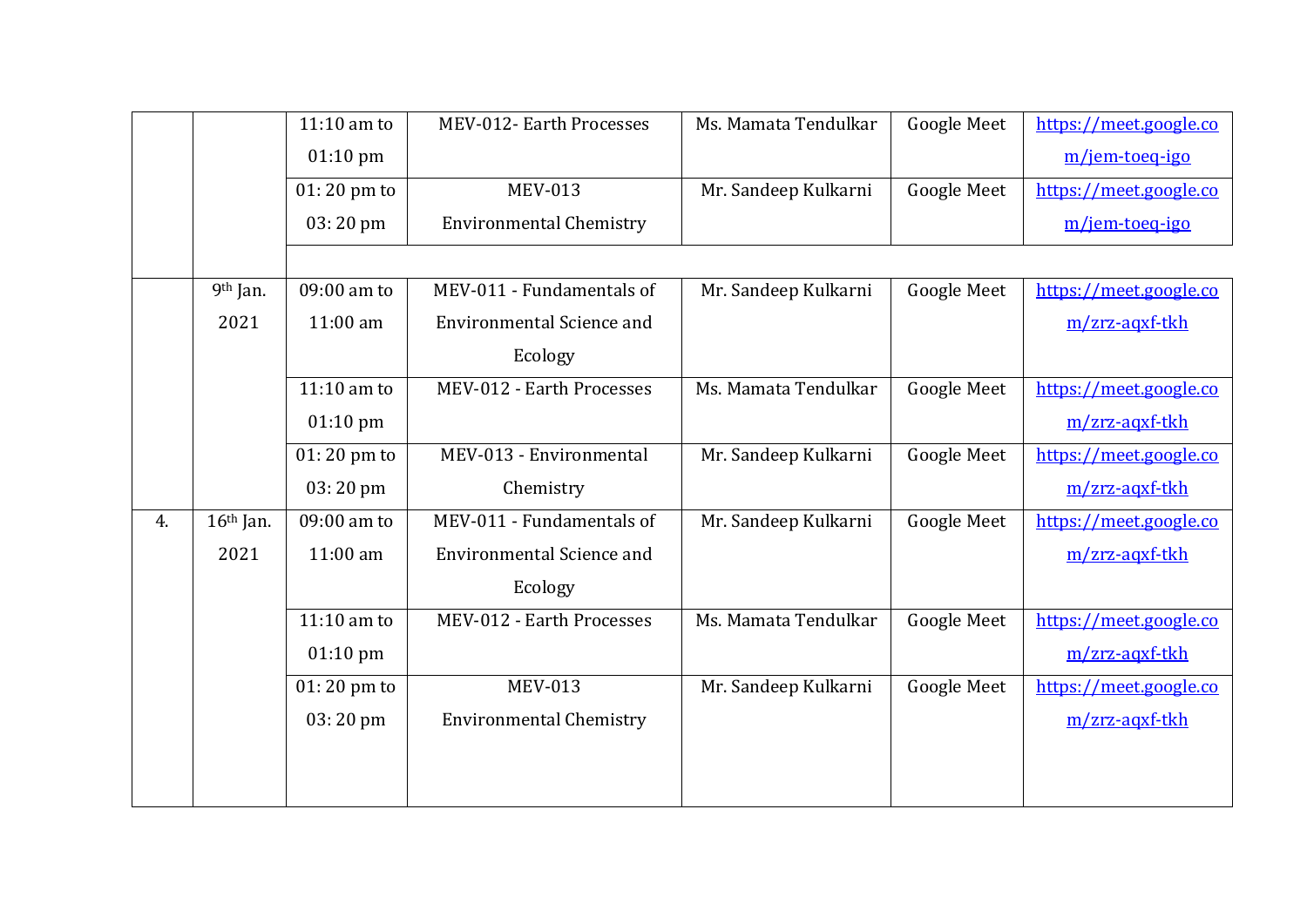| | | | | | | |
|---|---|---|---|---|---|---|
| | | 11:10 am to 01:10 pm | MEV-012- Earth Processes | Ms. Mamata Tendulkar | Google Meet | https://meet.google.com/jem-toeq-igo |
| | | 01: 20 pm to 03: 20 pm | MEV-013 Environmental Chemistry | Mr. Sandeep Kulkarni | Google Meet | https://meet.google.com/jem-toeq-igo |
| | 9th Jan. 2021 | 09:00 am to 11:00 am | MEV-011 - Fundamentals of Environmental Science and Ecology | Mr. Sandeep Kulkarni | Google Meet | https://meet.google.com/zrz-aqxf-tkh |
| | | 11:10 am to 01:10 pm | MEV-012 - Earth Processes | Ms. Mamata Tendulkar | Google Meet | https://meet.google.com/zrz-aqxf-tkh |
| | | 01: 20 pm to 03: 20 pm | MEV-013 - Environmental Chemistry | Mr. Sandeep Kulkarni | Google Meet | https://meet.google.com/zrz-aqxf-tkh |
| 4. | 16th Jan. 2021 | 09:00 am to 11:00 am | MEV-011 - Fundamentals of Environmental Science and Ecology | Mr. Sandeep Kulkarni | Google Meet | https://meet.google.com/zrz-aqxf-tkh |
| | | 11:10 am to 01:10 pm | MEV-012 - Earth Processes | Ms. Mamata Tendulkar | Google Meet | https://meet.google.com/zrz-aqxf-tkh |
| | | 01: 20 pm to 03: 20 pm | MEV-013 Environmental Chemistry | Mr. Sandeep Kulkarni | Google Meet | https://meet.google.com/zrz-aqxf-tkh |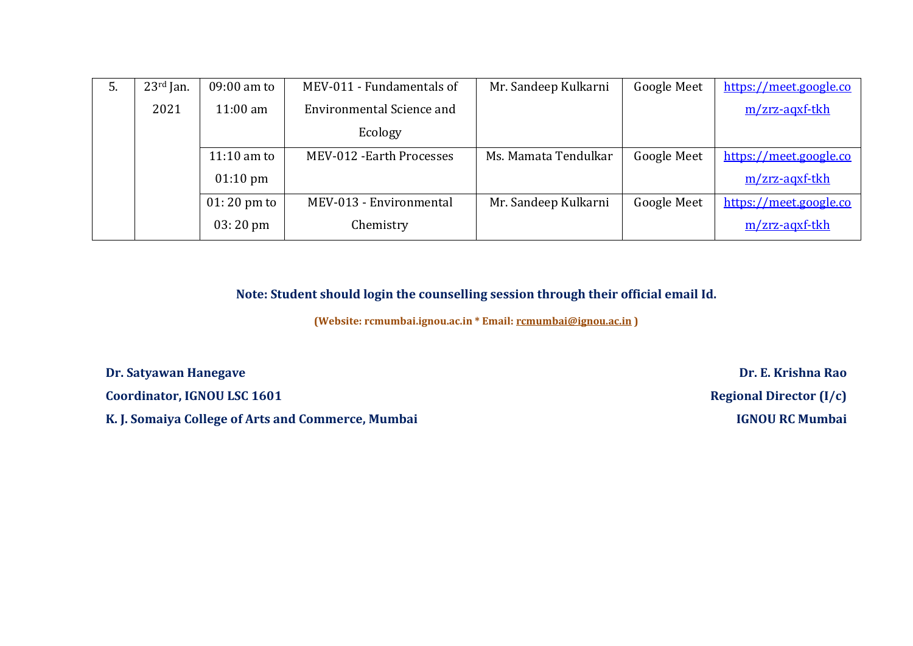| | | | | | | |
|---|---|---|---|---|---|---|
| 5. | 23rd Jan. 2021 | 09:00 am to 11:00 am | MEV-011 - Fundamentals of Environmental Science and Ecology | Mr. Sandeep Kulkarni | Google Meet | https://meet.google.com/zrz-aqxf-tkh |
| | | 11:10 am to 01:10 pm | MEV-012 -Earth Processes | Ms. Mamata Tendulkar | Google Meet | https://meet.google.com/zrz-aqxf-tkh |
| | | 01: 20 pm to 03: 20 pm | MEV-013 - Environmental Chemistry | Mr. Sandeep Kulkarni | Google Meet | https://meet.google.com/zrz-aqxf-tkh |

**Note: Student should login the counselling session through their official email Id.**

**(Website: rcmumbai.ignou.ac.in * Email: rcmumbai@ignou.ac.in )**

**Dr. Satyawan Hanegave**
**Coordinator, IGNOU LSC 1601**
**K. J. Somaiya College of Arts and Commerce, Mumbai**

**Dr. E. Krishna Rao**
**Regional Director (I/c)**
**IGNOU RC Mumbai**